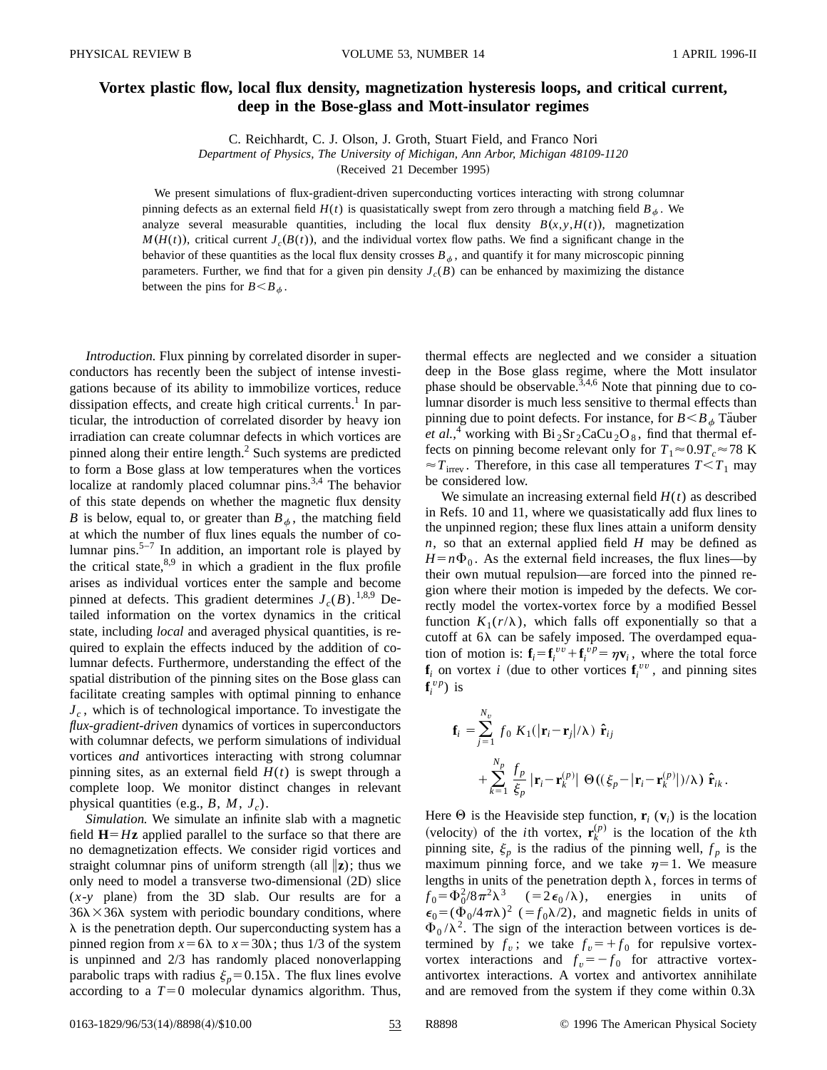# Vortex plastic flow, local flux density, magnetization hysteresis loops, and critical current, deep in the Bose-glass and Mott-insulator regimes

C. Reichhardt, C. J. Olson, J. Groth, Stuart Field, and Franco Nori

*Department of Physics, The University of Michigan, Ann Arbor, Michigan 48109-1120*

(Received 21 December 1995)

We present simulations of flux-gradient-driven superconducting vortices interacting with strong columnar pinning defects as an external field $H(t)$ is quasistatically swept from zero through a matching field $B_\phi$. We analyze several measurable quantities, including the local flux density $B(x,y,H(t))$, magnetization $M(H(t))$, critical current $J_c(B(t))$, and the individual vortex flow paths. We find a significant change in the behavior of these quantities as the local flux density crosses $B_\phi$, and quantify it for many microscopic pinning parameters. Further, we find that for a given pin density $J_c(B)$ can be enhanced by maximizing the distance between the pins for $B<B_\phi$.

*Introduction.* Flux pinning by correlated disorder in superconductors has recently been the subject of intense investigations because of its ability to immobilize vortices, reduce dissipation effects, and create high critical currents.[1] In particular, the introduction of correlated disorder by heavy ion irradiation can create columnar defects in which vortices are pinned along their entire length.[2] Such systems are predicted to form a Bose glass at low temperatures when the vortices localize at randomly placed columnar pins.[3,4] The behavior of this state depends on whether the magnetic flux density $B$ is below, equal to, or greater than $B_\phi$, the matching field at which the number of flux lines equals the number of columnar pins.[5–7] In addition, an important role is played by the critical state,[8,9] in which a gradient in the flux profile arises as individual vortices enter the sample and become pinned at defects. This gradient determines $J_c(B)$.[1,8,9] Detailed information on the vortex dynamics in the critical state, including *local* and averaged physical quantities, is required to explain the effects induced by the addition of columnar defects. Furthermore, understanding the effect of the spatial distribution of the pinning sites on the Bose glass can facilitate creating samples with optimal pinning to enhance $J_c$, which is of technological importance. To investigate the *flux-gradient-driven* dynamics of vortices in superconductors with columnar defects, we perform simulations of individual vortices *and* antivortices interacting with strong columnar pinning sites, as an external field $H(t)$ is swept through a complete loop. We monitor distinct changes in relevant physical quantities (e.g., $B$, $M$, $J_c$).

*Simulation.* We simulate an infinite slab with a magnetic field $\mathbf{H}=H\mathbf{z}$ applied parallel to the surface so that there are no demagnetization effects. We consider rigid vortices and straight columnar pins of uniform strength (all $\|\mathbf{z}$); thus we only need to model a transverse two-dimensional (2D) slice ($x$-$y$ plane) from the 3D slab. Our results are for a $36\lambda\times36\lambda$ system with periodic boundary conditions, where $\lambda$ is the penetration depth. Our superconducting system has a pinned region from $x=6\lambda$ to $x=30\lambda$; thus 1/3 of the system is unpinned and 2/3 has randomly placed nonoverlapping parabolic traps with radius $\xi_p=0.15\lambda$. The flux lines evolve according to a $T=0$ molecular dynamics algorithm. Thus, thermal effects are neglected and we consider a situation deep in the Bose glass regime, where the Mott insulator phase should be observable.[3,4,6] Note that pinning due to columnar disorder is much less sensitive to thermal effects than pinning due to point defects. For instance, for $B<B_\phi$ Täuber *et al.*,[4] working with $Bi_2Sr_2CaCu_2O_8$, find that thermal effects on pinning become relevant only for $T_1\approx0.9T_c\approx78$ K $\approx T_{\rm irrev}$. Therefore, in this case all temperatures $T<T_1$ may be considered low.

We simulate an increasing external field $H(t)$ as described in Refs. 10 and 11, where we quasistatically add flux lines to the unpinned region; these flux lines attain a uniform density $n$, so that an external applied field $H$ may be defined as $H=n\Phi_0$. As the external field increases, the flux lines—by their own mutual repulsion—are forced into the pinned region where their motion is impeded by the defects. We correctly model the vortex-vortex force by a modified Bessel function $K_1(r/\lambda)$, which falls off exponentially so that a cutoff at $6\lambda$ can be safely imposed. The overdamped equation of motion is: $\mathbf{f}_i=\mathbf{f}_i^{vv}+\mathbf{f}_i^{vp}=\eta\mathbf{v}_i$, where the total force $\mathbf{f}_i$ on vortex $i$ (due to other vortices $\mathbf{f}_i^{vv}$, and pinning sites $\mathbf{f}_i^{vp}$) is

$$\mathbf{f}_i=\sum_{j=1}^{N_v} f_0\,K_1(|\mathbf{r}_i-\mathbf{r}_j|/\lambda)\,\hat{\mathbf{r}}_{ij}+\sum_{k=1}^{N_p}\frac{f_p}{\xi_p}\,|\mathbf{r}_i-\mathbf{r}_k^{(p)}|\;\Theta((\xi_p-|\mathbf{r}_i-\mathbf{r}_k^{(p)}|)/\lambda)\;\hat{\mathbf{r}}_{ik}\,.$$

Here $\Theta$ is the Heaviside step function, $\mathbf{r}_i$ ($\mathbf{v}_i$) is the location (velocity) of the $i$th vortex, $\mathbf{r}_k^{(p)}$ is the location of the $k$th pinning site, $\xi_p$ is the radius of the pinning well, $f_p$ is the maximum pinning force, and we take $\eta=1$. We measure lengths in units of the penetration depth $\lambda$, forces in terms of $f_0=\Phi_0^2/8\pi^2\lambda^3$ $(=2\epsilon_0/\lambda)$, energies in units of $\epsilon_0=(\Phi_0/4\pi\lambda)^2$ $(=f_0\lambda/2)$, and magnetic fields in units of $\Phi_0/\lambda^2$. The sign of the interaction between vortices is determined by $f_v$; we take $f_v=+f_0$ for repulsive vortex-vortex interactions and $f_v=-f_0$ for attractive vortex-antivortex interactions. A vortex and antivortex annihilate and are removed from the system if they come within $0.3\lambda$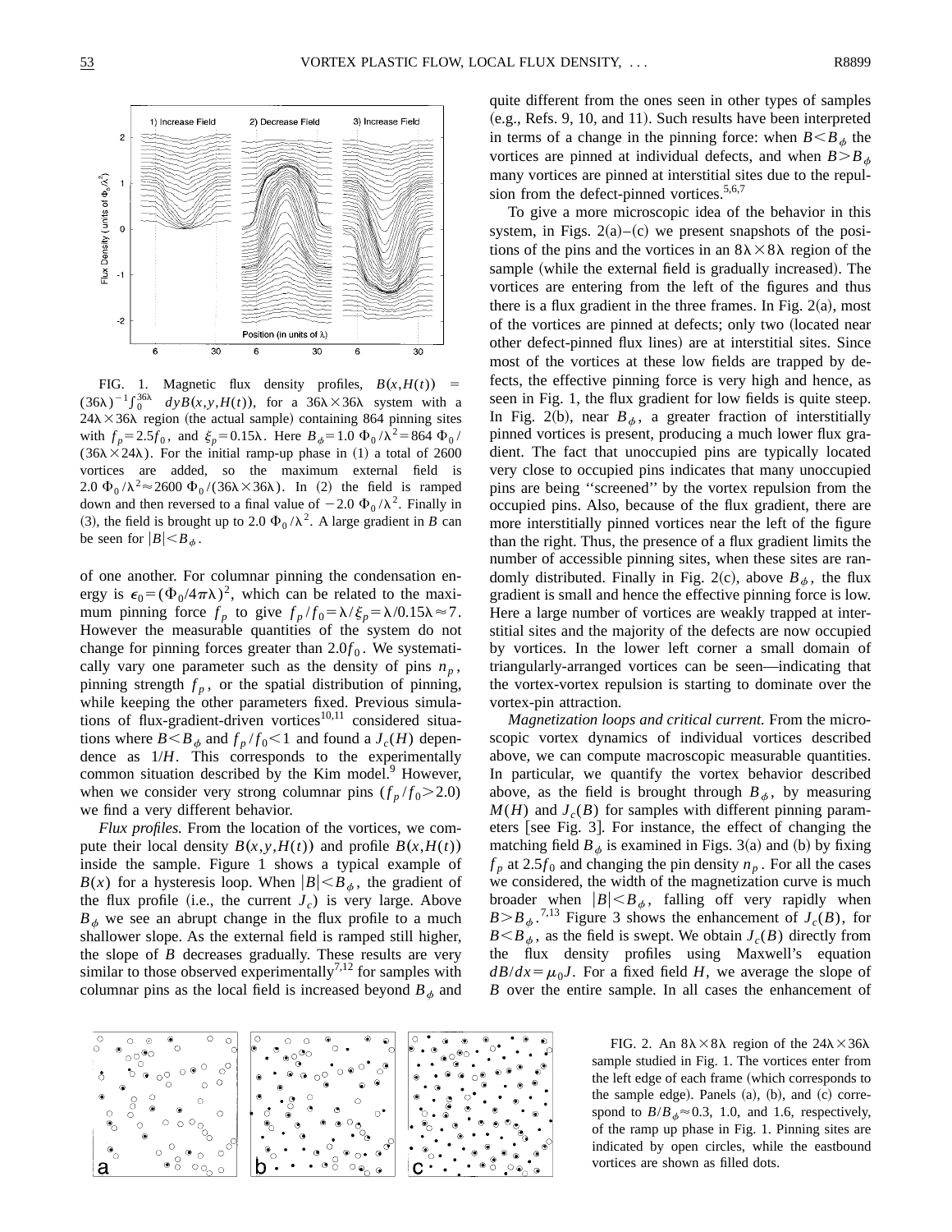FIG. 1. Magnetic flux density profiles, $B(x,H(t)) = (36\lambda)^{-1}\int_0^{36\lambda} dyB(x,y,H(t))$, for a $36\lambda\times36\lambda$ system with a $24\lambda\times36\lambda$ region (the actual sample) containing 864 pinning sites with $f_p=2.5f_0$, and $\xi_p=0.15\lambda$. Here $B_\phi=1.0\ \Phi_0/\lambda^2=864\ \Phi_0/(36\lambda\times24\lambda)$. For the initial ramp-up phase in (1) a total of 2600 vortices are added, so the maximum external field is $2.0\ \Phi_0/\lambda^2\approx2600\ \Phi_0/(36\lambda\times36\lambda)$. In (2) the field is ramped down and then reversed to a final value of $-2.0\ \Phi_0/\lambda^2$. Finally in (3), the field is brought up to $2.0\ \Phi_0/\lambda^2$. A large gradient in $B$ can be seen for $|B|<B_\phi$.

of one another. For columnar pinning the condensation energy is $\epsilon_0=(\Phi_0/4\pi\lambda)^2$, which can be related to the maximum pinning force $f_p$ to give $f_p/f_0=\lambda/\xi_p=\lambda/0.15\lambda\approx7$. However the measurable quantities of the system do not change for pinning forces greater than $2.0f_0$. We systematically vary one parameter such as the density of pins $n_p$, pinning strength $f_p$, or the spatial distribution of pinning, while keeping the other parameters fixed. Previous simulations of flux-gradient-driven vortices[10,11] considered situations where $B<B_\phi$ and $f_p/f_0<1$ and found a $J_c(H)$ dependence as $1/H$. This corresponds to the experimentally common situation described by the Kim model.[9] However, when we consider very strong columnar pins ($f_p/f_0>2.0$) we find a very different behavior.

*Flux profiles.* From the location of the vortices, we compute their local density $B(x,y,H(t))$ and profile $B(x,H(t))$ inside the sample. Figure 1 shows a typical example of $B(x)$ for a hysteresis loop. When $|B|<B_\phi$, the gradient of the flux profile (i.e., the current $J_c$) is very large. Above $B_\phi$ we see an abrupt change in the flux profile to a much shallower slope. As the external field is ramped still higher, the slope of $B$ decreases gradually. These results are very similar to those observed experimentally[7,12] for samples with columnar pins as the local field is increased beyond $B_\phi$ and quite different from the ones seen in other types of samples (e.g., Refs. 9, 10, and 11). Such results have been interpreted in terms of a change in the pinning force: when $B<B_\phi$ the vortices are pinned at individual defects, and when $B>B_\phi$ many vortices are pinned at interstitial sites due to the repulsion from the defect-pinned vortices.[5,6,7]

To give a more microscopic idea of the behavior in this system, in Figs. 2(a)–(c) we present snapshots of the positions of the pins and the vortices in an $8\lambda\times8\lambda$ region of the sample (while the external field is gradually increased). The vortices are entering from the left of the figures and thus there is a flux gradient in the three frames. In Fig. 2(a), most of the vortices are pinned at defects; only two (located near other defect-pinned flux lines) are at interstitial sites. Since most of the vortices at these low fields are trapped by defects, the effective pinning force is very high and hence, as seen in Fig. 1, the flux gradient for low fields is quite steep. In Fig. 2(b), near $B_\phi$, a greater fraction of interstitially pinned vortices is present, producing a much lower flux gradient. The fact that unoccupied pins are typically located very close to occupied pins indicates that many unoccupied pins are being "screened" by the vortex repulsion from the occupied pins. Also, because of the flux gradient, there are more interstitially pinned vortices near the left of the figure than the right. Thus, the presence of a flux gradient limits the number of accessible pinning sites, when these sites are randomly distributed. Finally in Fig. 2(c), above $B_\phi$, the flux gradient is small and hence the effective pinning force is low. Here a large number of vortices are weakly trapped at interstitial sites and the majority of the defects are now occupied by vortices. In the lower left corner a small domain of triangularly-arranged vortices can be seen—indicating that the vortex-vortex repulsion is starting to dominate over the vortex-pin attraction.

*Magnetization loops and critical current.* From the microscopic vortex dynamics of individual vortices described above, we can compute macroscopic measurable quantities. In particular, we quantify the vortex behavior described above, as the field is brought through $B_\phi$, by measuring $M(H)$ and $J_c(B)$ for samples with different pinning parameters [see Fig. 3]. For instance, the effect of changing the matching field $B_\phi$ is examined in Figs. 3(a) and (b) by fixing $f_p$ at $2.5f_0$ and changing the pin density $n_p$. For all the cases we considered, the width of the magnetization curve is much broader when $|B|<B_\phi$, falling off very rapidly when $B>B_\phi$.[7,13] Figure 3 shows the enhancement of $J_c(B)$, for $B<B_\phi$, as the field is swept. We obtain $J_c(B)$ directly from the flux density profiles using Maxwell's equation $dB/dx=\mu_0J$. For a fixed field $H$, we average the slope of $B$ over the entire sample. In all cases the enhancement of

FIG. 2. An $8\lambda\times8\lambda$ region of the $24\lambda\times36\lambda$ sample studied in Fig. 1. The vortices enter from the left edge of each frame (which corresponds to the sample edge). Panels (a), (b), and (c) correspond to $B/B_\phi\approx0.3$, 1.0, and 1.6, respectively, of the ramp up phase in Fig. 1. Pinning sites are indicated by open circles, while the eastbound vortices are shown as filled dots.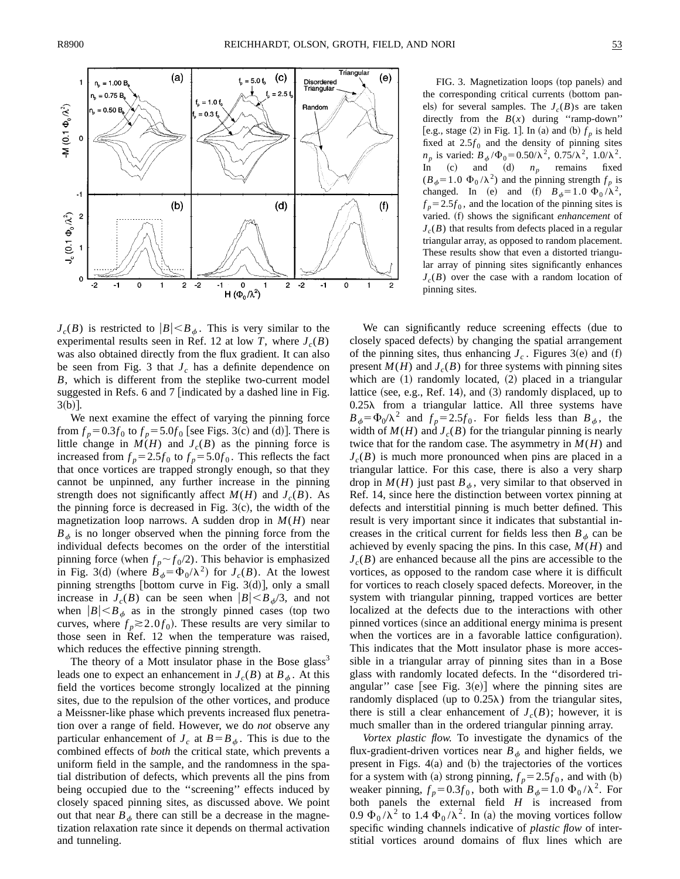FIG. 3. Magnetization loops (top panels) and the corresponding critical currents (bottom panels) for several samples. The $J_c(B)$s are taken directly from the $B(x)$ during "ramp-down" [e.g., stage (2) in Fig. 1]. In (a) and (b) $f_p$ is held fixed at $2.5f_0$ and the density of pinning sites $n_p$ is varied: $B_\phi/\Phi_0=0.50/\lambda^2$, $0.75/\lambda^2$, $1.0/\lambda^2$. In (c) and (d) $n_p$ remains fixed ($B_\phi=1.0\ \Phi_0/\lambda^2$) and the pinning strength $f_p$ is changed. In (e) and (f) $B_\phi=1.0\ \Phi_0/\lambda^2$, $f_p=2.5f_0$, and the location of the pinning sites is varied. (f) shows the significant *enhancement* of $J_c(B)$ that results from defects placed in a regular triangular array, as opposed to random placement. These results show that even a distorted triangular array of pinning sites significantly enhances $J_c(B)$ over the case with a random location of pinning sites.

$J_c(B)$ is restricted to $|B|<B_\phi$. This is very similar to the experimental results seen in Ref. 12 at low $T$, where $J_c(B)$ was also obtained directly from the flux gradient. It can also be seen from Fig. 3 that $J_c$ has a definite dependence on $B$, which is different from the steplike two-current model suggested in Refs. 6 and 7 [indicated by a dashed line in Fig. 3(b)].

We next examine the effect of varying the pinning force from $f_p=0.3f_0$ to $f_p=5.0f_0$ [see Figs. 3(c) and (d)]. There is little change in $M(H)$ and $J_c(B)$ as the pinning force is increased from $f_p=2.5f_0$ to $f_p=5.0f_0$. This reflects the fact that once vortices are trapped strongly enough, so that they cannot be unpinned, any further increase in the pinning strength does not significantly affect $M(H)$ and $J_c(B)$. As the pinning force is decreased in Fig. 3(c), the width of the magnetization loop narrows. A sudden drop in $M(H)$ near $B_\phi$ is no longer observed when the pinning force from the individual defects becomes on the order of the interstitial pinning force (when $f_p\sim f_0/2$). This behavior is emphasized in Fig. 3(d) (where $B_\phi=\Phi_0/\lambda^2$) for $J_c(B)$. At the lowest pinning strengths [bottom curve in Fig. 3(d)], only a small increase in $J_c(B)$ can be seen when $|B|<B_\phi/3$, and not when $|B|<B_\phi$ as in the strongly pinned cases (top two curves, where $f_p\gtrsim 2.0f_0$). These results are very similar to those seen in Ref. 12 when the temperature was raised, which reduces the effective pinning strength.

The theory of a Mott insulator phase in the Bose glass[3] leads one to expect an enhancement in $J_c(B)$ at $B_\phi$. At this field the vortices become strongly localized at the pinning sites, due to the repulsion of the other vortices, and produce a Meissner-like phase which prevents increased flux penetration over a range of field. However, we do *not* observe any particular enhancement of $J_c$ at $B=B_\phi$. This is due to the combined effects of *both* the critical state, which prevents a uniform field in the sample, and the randomness in the spatial distribution of defects, which prevents all the pins from being occupied due to the "screening" effects induced by closely spaced pinning sites, as discussed above. We point out that near $B_\phi$ there can still be a decrease in the magnetization relaxation rate since it depends on thermal activation and tunneling.

We can significantly reduce screening effects (due to closely spaced defects) by changing the spatial arrangement of the pinning sites, thus enhancing $J_c$. Figures 3(e) and (f) present $M(H)$ and $J_c(B)$ for three systems with pinning sites which are (1) randomly located, (2) placed in a triangular lattice (see, e.g., Ref. 14), and (3) randomly displaced, up to $0.25\lambda$ from a triangular lattice. All three systems have $B_\phi=\Phi_0/\lambda^2$ and $f_p=2.5f_0$. For fields less than $B_\phi$, the width of $M(H)$ and $J_c(B)$ for the triangular pinning is nearly twice that for the random case. The asymmetry in $M(H)$ and $J_c(B)$ is much more pronounced when pins are placed in a triangular lattice. For this case, there is also a very sharp drop in $M(H)$ just past $B_\phi$, very similar to that observed in Ref. 14, since here the distinction between vortex pinning at defects and interstitial pinning is much better defined. This result is very important since it indicates that substantial increases in the critical current for fields less then $B_\phi$ can be achieved by evenly spacing the pins. In this case, $M(H)$ and $J_c(B)$ are enhanced because all the pins are accessible to the vortices, as opposed to the random case where it is difficult for vortices to reach closely spaced defects. Moreover, in the system with triangular pinning, trapped vortices are better localized at the defects due to the interactions with other pinned vortices (since an additional energy minima is present when the vortices are in a favorable lattice configuration). This indicates that the Mott insulator phase is more accessible in a triangular array of pinning sites than in a Bose glass with randomly located defects. In the "disordered triangular" case [see Fig. 3(e)] where the pinning sites are randomly displaced (up to $0.25\lambda$) from the triangular sites, there is still a clear enhancement of $J_c(B)$; however, it is much smaller than in the ordered triangular pinning array.

*Vortex plastic flow.* To investigate the dynamics of the flux-gradient-driven vortices near $B_\phi$ and higher fields, we present in Figs. 4(a) and (b) the trajectories of the vortices for a system with (a) strong pinning, $f_p=2.5f_0$, and with (b) weaker pinning, $f_p=0.3f_0$, both with $B_\phi=1.0\ \Phi_0/\lambda^2$. For both panels the external field $H$ is increased from $0.9\ \Phi_0/\lambda^2$ to $1.4\ \Phi_0/\lambda^2$. In (a) the moving vortices follow specific winding channels indicative of *plastic flow* of interstitial vortices around domains of flux lines which are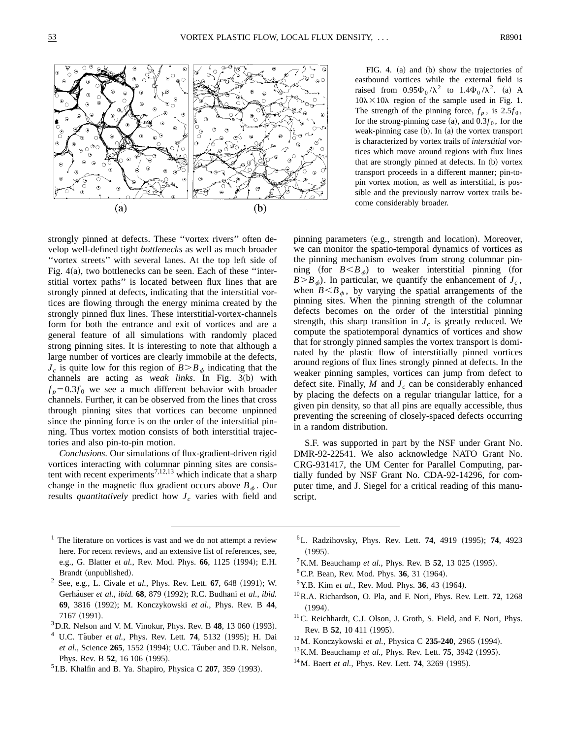(a)

(b)

FIG. 4. (a) and (b) show the trajectories of eastbound vortices while the external field is raised from $0.95\Phi_0/\lambda^2$ to $1.4\Phi_0/\lambda^2$. (a) A $10\lambda \times 10\lambda$ region of the sample used in Fig. 1. The strength of the pinning force, $f_p$, is $2.5f_0$, for the strong-pinning case (a), and $0.3f_0$, for the weak-pinning case (b). In (a) the vortex transport is characterized by vortex trails of *interstitial* vortices which move around regions with flux lines that are strongly pinned at defects. In (b) vortex transport proceeds in a different manner; pin-to-pin vortex motion, as well as interstitial, is possible and the previously narrow vortex trails become considerably broader.

strongly pinned at defects. These ''vortex rivers'' often develop well-defined tight *bottlenecks* as well as much broader ''vortex streets'' with several lanes. At the top left side of Fig. 4(a), two bottlenecks can be seen. Each of these ''interstitial vortex paths'' is located between flux lines that are strongly pinned at defects, indicating that the interstitial vortices are flowing through the energy minima created by the strongly pinned flux lines. These interstitial-vortex-channels form for both the entrance and exit of vortices and are a general feature of all simulations with randomly placed strong pinning sites. It is interesting to note that although a large number of vortices are clearly immobile at the defects, $J_c$ is quite low for this region of $B > B_\phi$ indicating that the channels are acting as *weak links*. In Fig. 3(b) with $f_p = 0.3f_0$ we see a much different behavior with broader channels. Further, it can be observed from the lines that cross through pinning sites that vortices can become unpinned since the pinning force is on the order of the interstitial pinning. Thus vortex motion consists of both interstitial trajectories and also pin-to-pin motion.

*Conclusions.* Our simulations of flux-gradient-driven rigid vortices interacting with columnar pinning sites are consistent with recent experiments[7,12,13] which indicate that a sharp change in the magnetic flux gradient occurs above $B_\phi$. Our results *quantitatively* predict how $J_c$ varies with field and pinning parameters (e.g., strength and location). Moreover, we can monitor the spatio-temporal dynamics of vortices as the pinning mechanism evolves from strong columnar pinning (for $B < B_\phi$) to weaker interstitial pinning (for $B > B_\phi$). In particular, we quantify the enhancement of $J_c$, when $B < B_\phi$, by varying the spatial arrangements of the pinning sites. When the pinning strength of the columnar defects becomes on the order of the interstitial pinning strength, this sharp transition in $J_c$ is greatly reduced. We compute the spatiotemporal dynamics of vortices and show that for strongly pinned samples the vortex transport is dominated by the plastic flow of interstitially pinned vortices around regions of flux lines strongly pinned at defects. In the weaker pinning samples, vortices can jump from defect to defect site. Finally, $M$ and $J_c$ can be considerably enhanced by placing the defects on a regular triangular lattice, for a given pin density, so that all pins are equally accessible, thus preventing the screening of closely-spaced defects occurring in a random distribution.

S.F. was supported in part by the NSF under Grant No. DMR-92-22541. We also acknowledge NATO Grant No. CRG-931417, the UM Center for Parallel Computing, partially funded by NSF Grant No. CDA-92-14296, for computer time, and J. Siegel for a critical reading of this manuscript.

---

[1] The literature on vortices is vast and we do not attempt a review here. For recent reviews, and an extensive list of references, see, e.g., G. Blatter *et al.*, Rev. Mod. Phys. **66**, 1125 (1994); E.H. Brandt (unpublished).

[2] See, e.g., L. Civale *et al.*, Phys. Rev. Lett. **67**, 648 (1991); W. Gerhäuser *et al.*, *ibid.* **68**, 879 (1992); R.C. Budhani *et al.*, *ibid.* **69**, 3816 (1992); M. Konczykowski *et al.*, Phys. Rev. B **44**, 7167 (1991).

[3] D.R. Nelson and V. M. Vinokur, Phys. Rev. B **48**, 13 060 (1993).

[4] U.C. Täuber *et al.*, Phys. Rev. Lett. **74**, 5132 (1995); H. Dai *et al.*, Science **265**, 1552 (1994); U.C. Täuber and D.R. Nelson, Phys. Rev. B **52**, 16 106 (1995).

[5] I.B. Khalfin and B. Ya. Shapiro, Physica C **207**, 359 (1993).

[6] L. Radzihovsky, Phys. Rev. Lett. **74**, 4919 (1995); **74**, 4923 (1995).

[7] K.M. Beauchamp *et al.*, Phys. Rev. B **52**, 13 025 (1995).

[8] C.P. Bean, Rev. Mod. Phys. **36**, 31 (1964).

[9] Y.B. Kim *et al.*, Rev. Mod. Phys. **36**, 43 (1964).

[10] R.A. Richardson, O. Pla, and F. Nori, Phys. Rev. Lett. **72**, 1268 (1994).

[11] C. Reichhardt, C.J. Olson, J. Groth, S. Field, and F. Nori, Phys. Rev. B **52**, 10 411 (1995).

[12] M. Konczykowski *et al.*, Physica C **235-240**, 2965 (1994).

[13] K.M. Beauchamp *et al.*, Phys. Rev. Lett. **75**, 3942 (1995).

[14] M. Baert *et al.*, Phys. Rev. Lett. **74**, 3269 (1995).